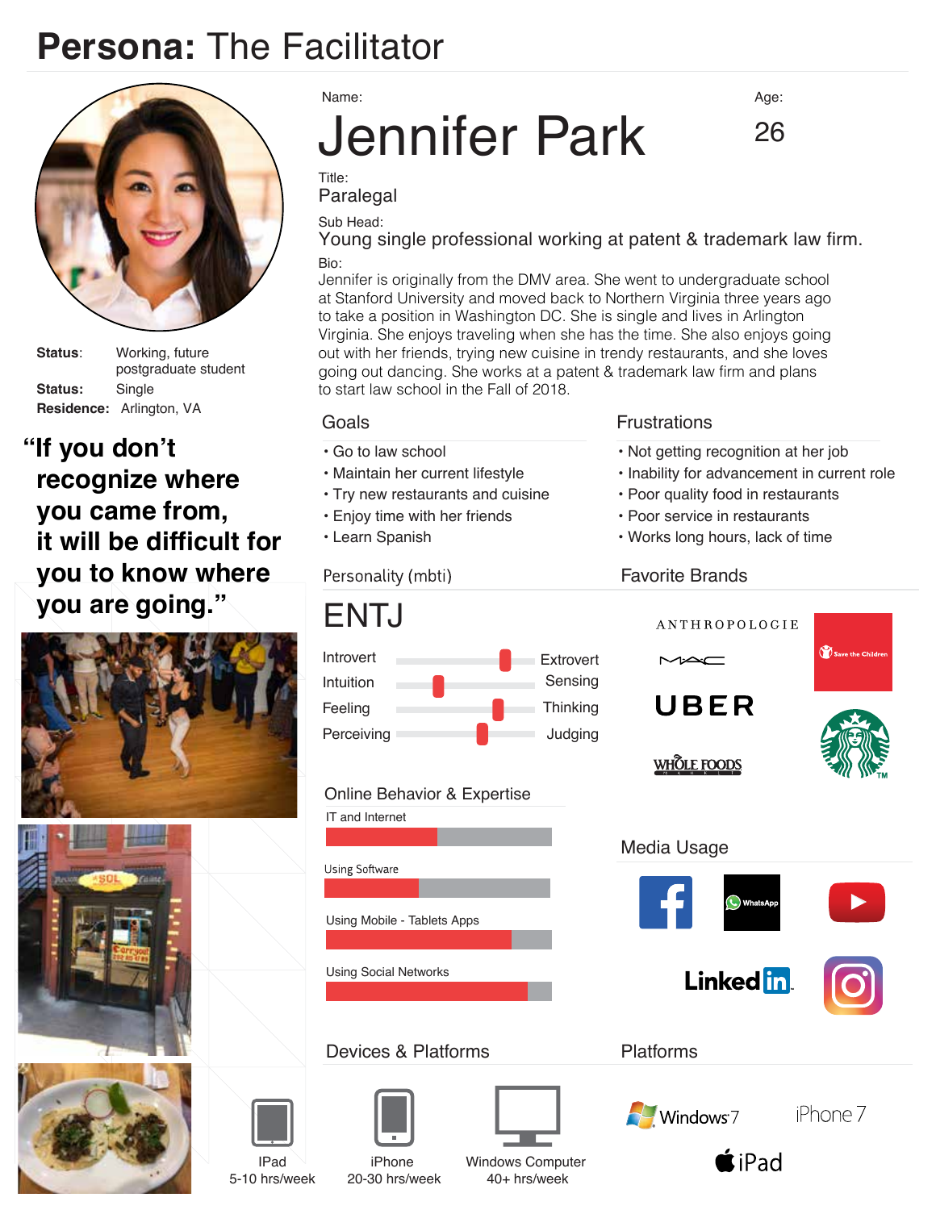# Persona: The Facilitator

Name:

# Jennifer Park

Age:

26

Title:

Paralegal

Sub Head:

Young single professional working at patent & trademark law firm.

Bio:

Jennifer is originally from the DMV area. She went to undergraduate school at Stanford University and moved back to Northern Virginia three years ago to take a position in Washington DC. She is single and lives in Arlington Virginia. She enjoys traveling when she has the time. She also enjoys going out with her friends, trying new cuisine in trendy restaurants, and she loves going out dancing. She works at a patent & trademark law firm and plans to start law school in the Fall of 2018.

**Status**: Working, future postgraduate student

**Status:** Single

**Residence:** Arlington, VA

**"If you don't recognize where you came from, it will be difficult for you to know where you are going."**

## Goals

- Go to law school
- Maintain her current lifestyle
- Try new restaurants and cuisine
- Enjoy time with her friends
- Learn Spanish

## Frustrations

- Not getting recognition at her job
- Inability for advancement in current role
- Poor quality food in restaurants
- Poor service in restaurants
- Works long hours, lack of time

## Personality (mbti)

ENTJ

- Introvert — Extrovert
- Intuition — Sensing
- Feeling — Thinking
- Perceiving — Judging

## Favorite Brands

ANTHROPOLOGIE, MAC, Save the Children, UBER, Whole Foods Market, Starbucks

## Online Behavior & Expertise

- IT and Internet
- Using Software
- Using Mobile - Tablets Apps
- Using Social Networks

## Media Usage

Facebook, WhatsApp, YouTube, LinkedIn, Instagram

## Devices & Platforms

- IPad: 5-10 hrs/week
- iPhone: 20-30 hrs/week
- Windows Computer: 40+ hrs/week

## Platforms

Windows 7, iPhone 7, iPad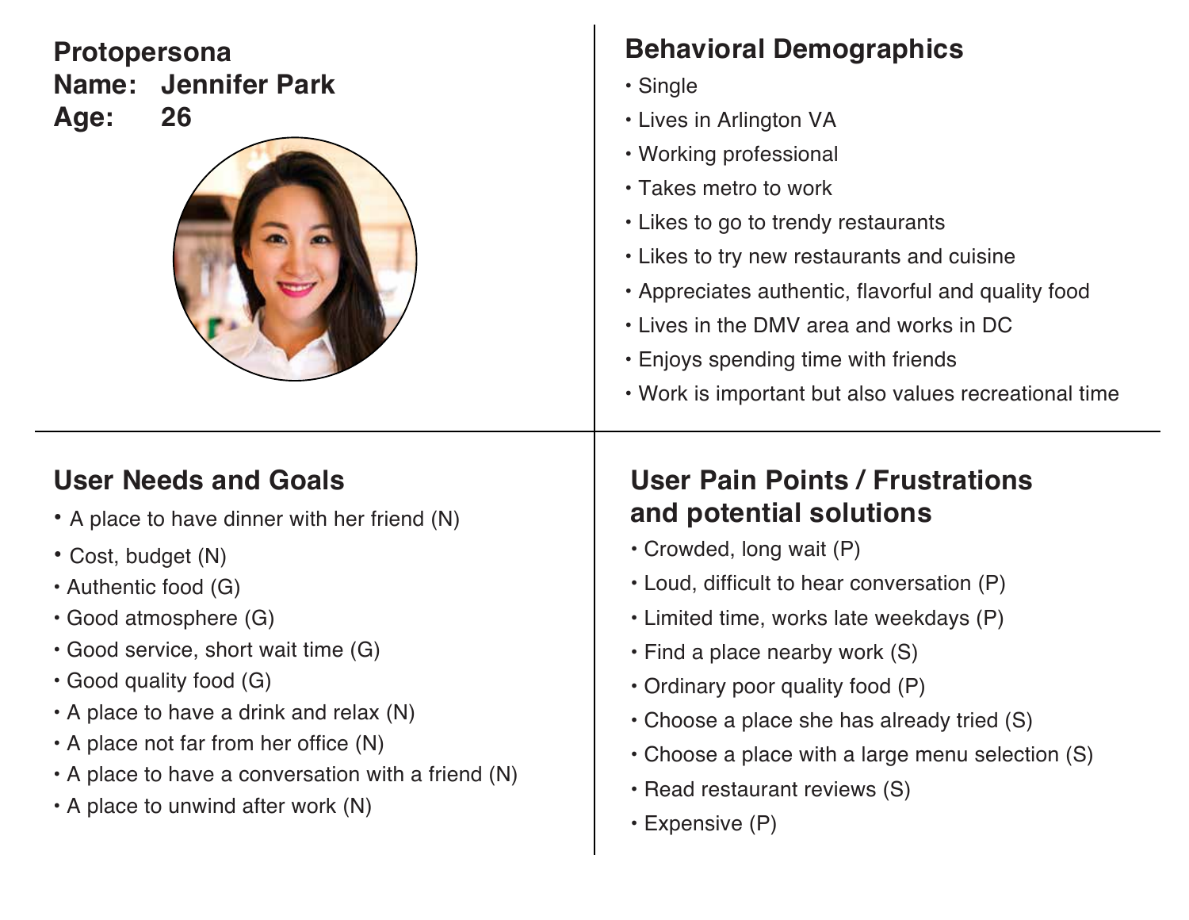## Protopersona

**Name: Jennifer Park**
**Age: 26**

## Behavioral Demographics

- Single
- Lives in Arlington VA
- Working professional
- Takes metro to work
- Likes to go to trendy restaurants
- Likes to try new restaurants and cuisine
- Appreciates authentic, flavorful and quality food
- Lives in the DMV area and works in DC
- Enjoys spending time with friends
- Work is important but also values recreational time

## User Needs and Goals

- A place to have dinner with her friend (N)
- Cost, budget (N)
- Authentic food (G)
- Good atmosphere (G)
- Good service, short wait time (G)
- Good quality food (G)
- A place to have a drink and relax (N)
- A place not far from her office (N)
- A place to have a conversation with a friend (N)
- A place to unwind after work (N)

## User Pain Points / Frustrations and potential solutions

- Crowded, long wait (P)
- Loud, difficult to hear conversation (P)
- Limited time, works late weekdays (P)
- Find a place nearby work (S)
- Ordinary poor quality food (P)
- Choose a place she has already tried (S)
- Choose a place with a large menu selection (S)
- Read restaurant reviews (S)
- Expensive (P)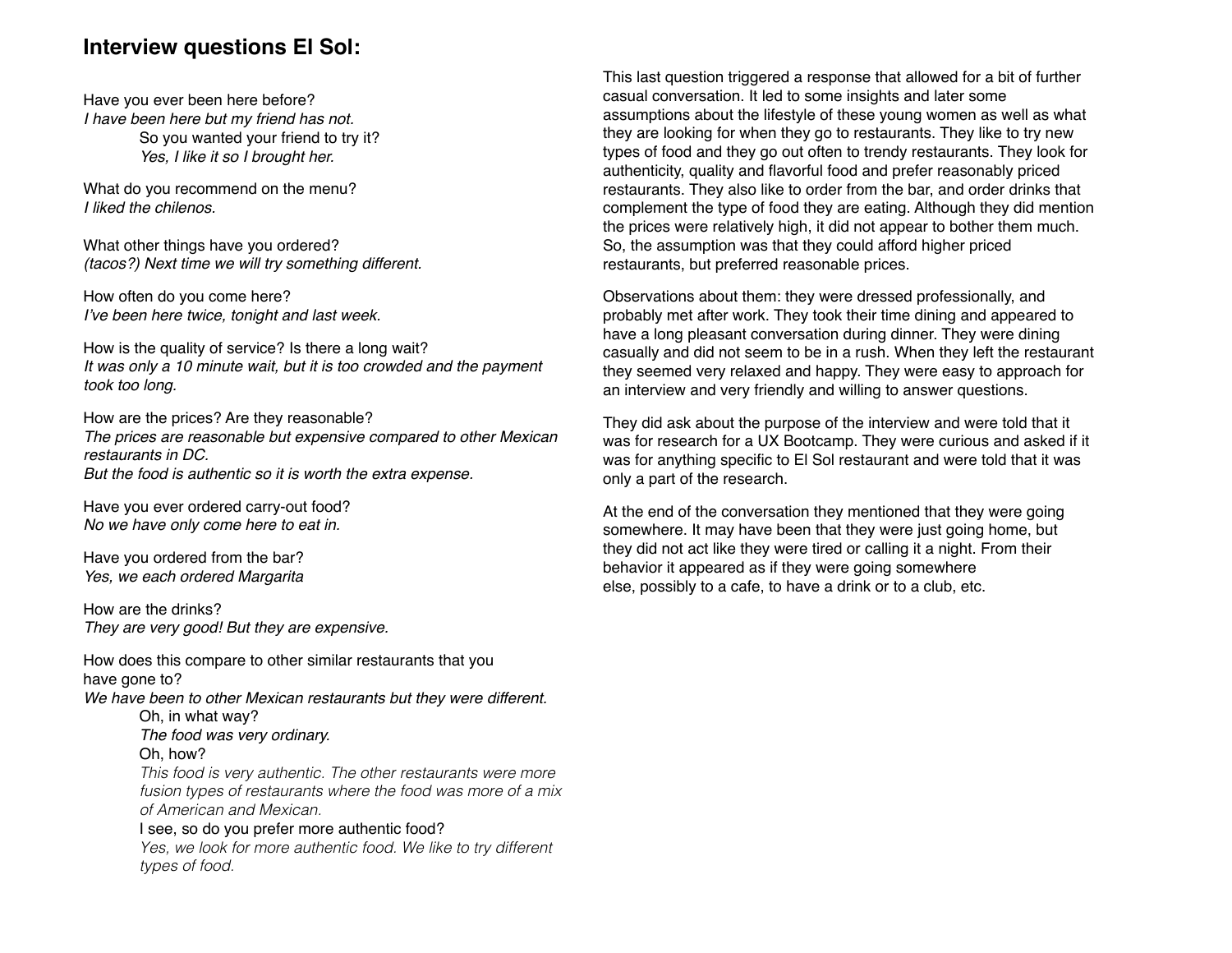## Interview questions El Sol:

Have you ever been here before?
*I have been here but my friend has not.*

> So you wanted your friend to try it?
> *Yes, I like it so I brought her.*

What do you recommend on the menu?
*I liked the chilenos.*

What other things have you ordered?
*(tacos?) Next time we will try something different.*

How often do you come here?
*I've been here twice, tonight and last week.*

How is the quality of service? Is there a long wait?
*It was only a 10 minute wait, but it is too crowded and the payment took too long.*

How are the prices? Are they reasonable?
*The prices are reasonable but expensive compared to other Mexican restaurants in DC.*
*But the food is authentic so it is worth the extra expense.*

Have you ever ordered carry-out food?
*No we have only come here to eat in.*

Have you ordered from the bar?
*Yes, we each ordered Margarita*

How are the drinks?
*They are very good! But they are expensive.*

How does this compare to other similar restaurants that you have gone to?
*We have been to other Mexican restaurants but they were different.*

> Oh, in what way?
> *The food was very ordinary.*
> Oh, how?
> *This food is very authentic. The other restaurants were more fusion types of restaurants where the food was more of a mix of American and Mexican.*
> I see, so do you prefer more authentic food?
> *Yes, we look for more authentic food. We like to try different types of food.*

This last question triggered a response that allowed for a bit of further casual conversation. It led to some insights and later some assumptions about the lifestyle of these young women as well as what they are looking for when they go to restaurants. They like to try new types of food and they go out often to trendy restaurants. They look for authenticity, quality and flavorful food and prefer reasonably priced restaurants. They also like to order from the bar, and order drinks that complement the type of food they are eating. Although they did mention the prices were relatively high, it did not appear to bother them much. So, the assumption was that they could afford higher priced restaurants, but preferred reasonable prices.

Observations about them: they were dressed professionally, and probably met after work. They took their time dining and appeared to have a long pleasant conversation during dinner. They were dining casually and did not seem to be in a rush. When they left the restaurant they seemed very relaxed and happy. They were easy to approach for an interview and very friendly and willing to answer questions.

They did ask about the purpose of the interview and were told that it was for research for a UX Bootcamp. They were curious and asked if it was for anything specific to El Sol restaurant and were told that it was only a part of the research.

At the end of the conversation they mentioned that they were going somewhere. It may have been that they were just going home, but they did not act like they were tired or calling it a night. From their behavior it appeared as if they were going somewhere else, possibly to a cafe, to have a drink or to a club, etc.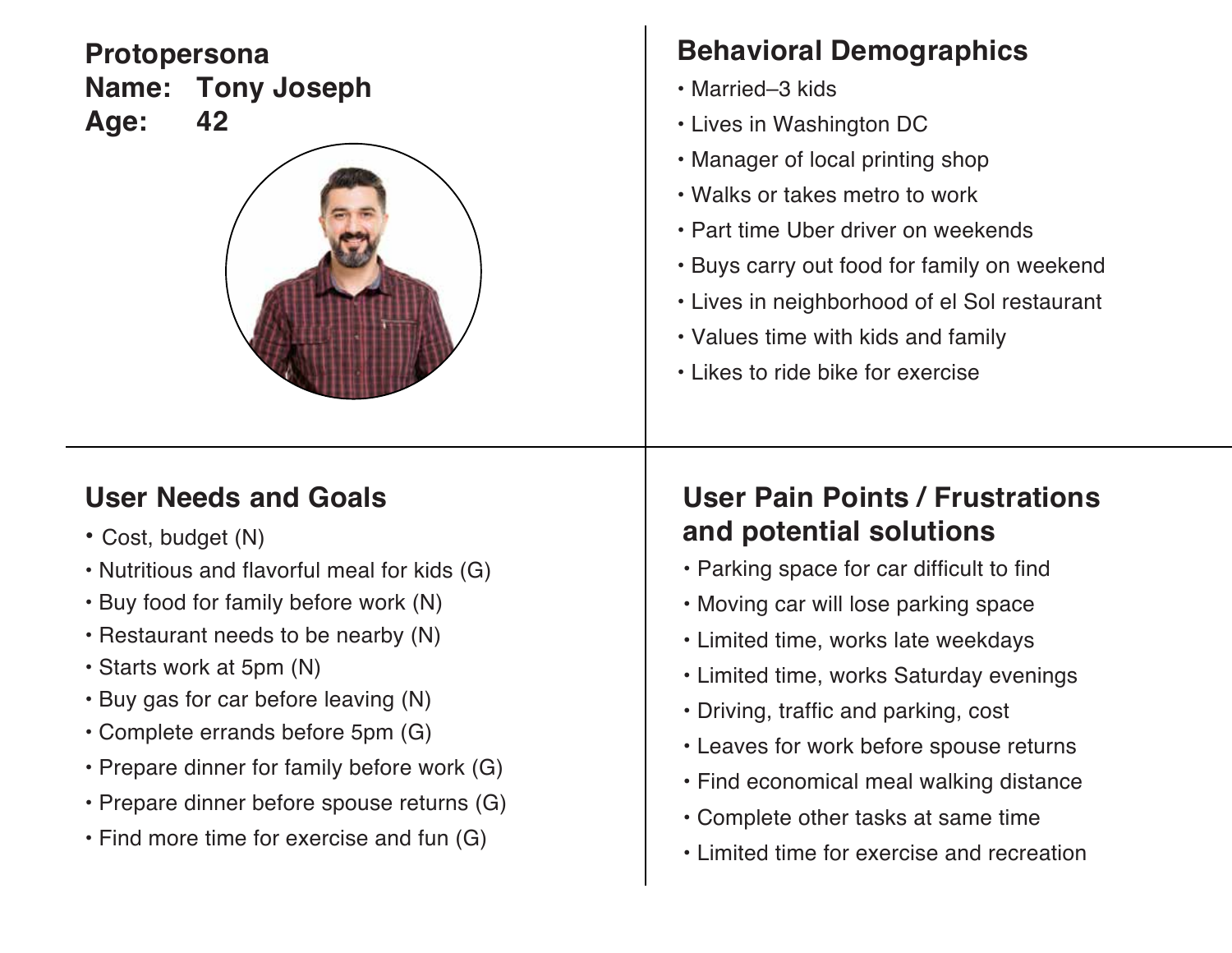**Protopersona**
**Name: Tony Joseph**
**Age: 42**

## Behavioral Demographics

- Married–3 kids
- Lives in Washington DC
- Manager of local printing shop
- Walks or takes metro to work
- Part time Uber driver on weekends
- Buys carry out food for family on weekend
- Lives in neighborhood of el Sol restaurant
- Values time with kids and family
- Likes to ride bike for exercise

## User Needs and Goals

- Cost, budget (N)
- Nutritious and flavorful meal for kids (G)
- Buy food for family before work (N)
- Restaurant needs to be nearby (N)
- Starts work at 5pm (N)
- Buy gas for car before leaving (N)
- Complete errands before 5pm (G)
- Prepare dinner for family before work (G)
- Prepare dinner before spouse returns (G)
- Find more time for exercise and fun (G)

## User Pain Points / Frustrations and potential solutions

- Parking space for car difficult to find
- Moving car will lose parking space
- Limited time, works late weekdays
- Limited time, works Saturday evenings
- Driving, traffic and parking, cost
- Leaves for work before spouse returns
- Find economical meal walking distance
- Complete other tasks at same time
- Limited time for exercise and recreation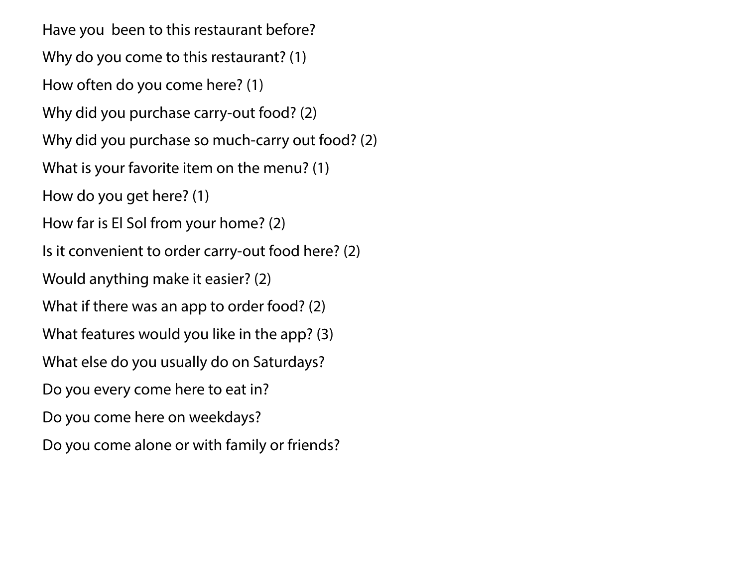Have you  been to this restaurant before?

Why do you come to this restaurant? (1)

How often do you come here? (1)

Why did you purchase carry-out food? (2)

Why did you purchase so much-carry out food? (2)

What is your favorite item on the menu? (1)

How do you get here? (1)

How far is El Sol from your home? (2)

Is it convenient to order carry-out food here? (2)

Would anything make it easier? (2)

What if there was an app to order food? (2)

What features would you like in the app? (3)

What else do you usually do on Saturdays?

Do you every come here to eat in?

Do you come here on weekdays?

Do you come alone or with family or friends?